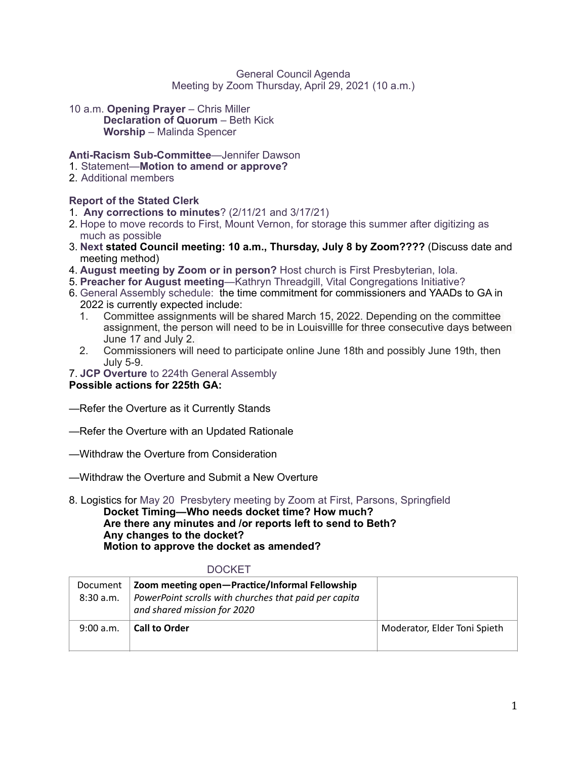General Council Agenda
Meeting by Zoom Thursday, April 29, 2021 (10 a.m.)

10 a.m. **Opening Prayer** – Chris Miller
**Declaration of Quorum** – Beth Kick
**Worship** – Malinda Spencer

**Anti-Racism Sub-Committee**—Jennifer Dawson
1. Statement—**Motion to amend or approve?**
2. Additional members

**Report of the Stated Clerk**
1. **Any corrections to minutes**? (2/11/21 and 3/17/21)
2. Hope to move records to First, Mount Vernon, for storage this summer after digitizing as much as possible
3. **Next stated Council meeting: 10 a.m., Thursday, July 8 by Zoom????** (Discuss date and meeting method)
4. **August meeting by Zoom or in person?** Host church is First Presbyterian, Iola.
5. **Preacher for August meeting**—Kathryn Threadgill, Vital Congregations Initiative?
6. General Assembly schedule: the time commitment for commissioners and YAADs to GA in 2022 is currently expected include:
   1. Committee assignments will be shared March 15, 2022. Depending on the committee assignment, the person will need to be in Louisvillle for three consecutive days between June 17 and July 2.
   2. Commissioners will need to participate online June 18th and possibly June 19th, then July 5-9.
7. **JCP Overture** to 224th General Assembly

**Possible actions for 225th GA:**

—Refer the Overture as it Currently Stands

—Refer the Overture with an Updated Rationale

—Withdraw the Overture from Consideration

—Withdraw the Overture and Submit a New Overture

8. Logistics for May 20 Presbytery meeting by Zoom at First, Parsons, Springfield
   **Docket Timing—Who needs docket time? How much?**
   **Are there any minutes and /or reports left to send to Beth?**
   **Any changes to the docket?**
   **Motion to approve the docket as amended?**

DOCKET

| | | |
|---|---|---|
| Document 8:30 a.m. | **Zoom meeting open—Practice/Informal Fellowship** *PowerPoint scrolls with churches that paid per capita and shared mission for 2020* | |
| 9:00 a.m. | **Call to Order** | Moderator, Elder Toni Spieth |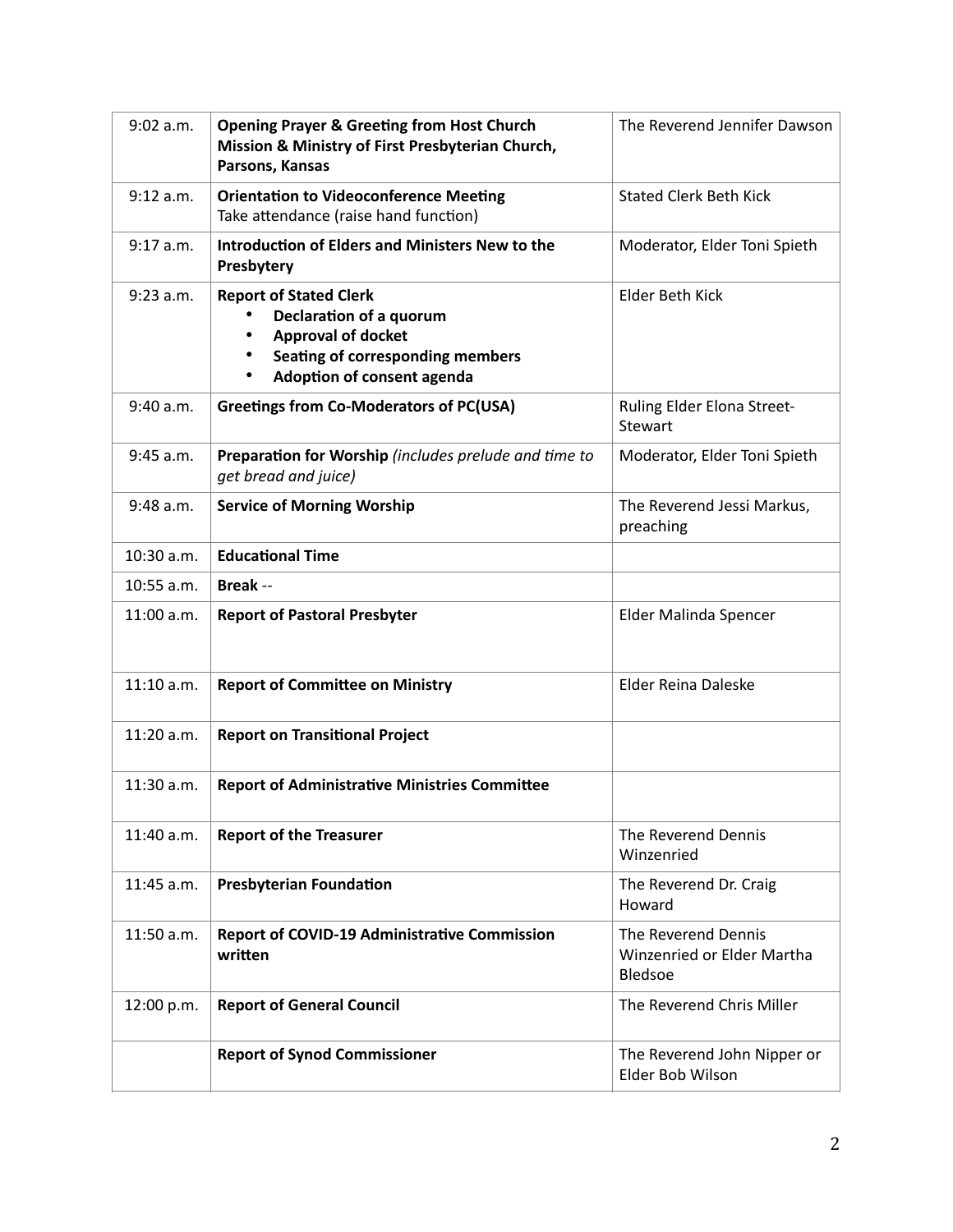| 9:02 a.m. | **Opening Prayer & Greeting from Host Church Mission & Ministry of First Presbyterian Church, Parsons, Kansas** | The Reverend Jennifer Dawson |
|---|---|---|
| 9:12 a.m. | **Orientation to Videoconference Meeting**<br>Take attendance (raise hand function) | Stated Clerk Beth Kick |
| 9:17 a.m. | **Introduction of Elders and Ministers New to the Presbytery** | Moderator, Elder Toni Spieth |
| 9:23 a.m. | **Report of Stated Clerk**<br>• **Declaration of a quorum**<br>• **Approval of docket**<br>• **Seating of corresponding members**<br>• **Adoption of consent agenda** | Elder Beth Kick |
| 9:40 a.m. | **Greetings from Co-Moderators of PC(USA)** | Ruling Elder Elona Street-Stewart |
| 9:45 a.m. | **Preparation for Worship** *(includes prelude and time to get bread and juice)* | Moderator, Elder Toni Spieth |
| 9:48 a.m. | **Service of Morning Worship** | The Reverend Jessi Markus, preaching |
| 10:30 a.m. | **Educational Time** | |
| 10:55 a.m. | **Break** -- | |
| 11:00 a.m. | **Report of Pastoral Presbyter** | Elder Malinda Spencer |
| 11:10 a.m. | **Report of Committee on Ministry** | Elder Reina Daleske |
| 11:20 a.m. | **Report on Transitional Project** | |
| 11:30 a.m. | **Report of Administrative Ministries Committee** | |
| 11:40 a.m. | **Report of the Treasurer** | The Reverend Dennis Winzenried |
| 11:45 a.m. | **Presbyterian Foundation** | The Reverend Dr. Craig Howard |
| 11:50 a.m. | **Report of COVID-19 Administrative Commission written** | The Reverend Dennis Winzenried or Elder Martha Bledsoe |
| 12:00 p.m. | **Report of General Council** | The Reverend Chris Miller |
| | **Report of Synod Commissioner** | The Reverend John Nipper or Elder Bob Wilson |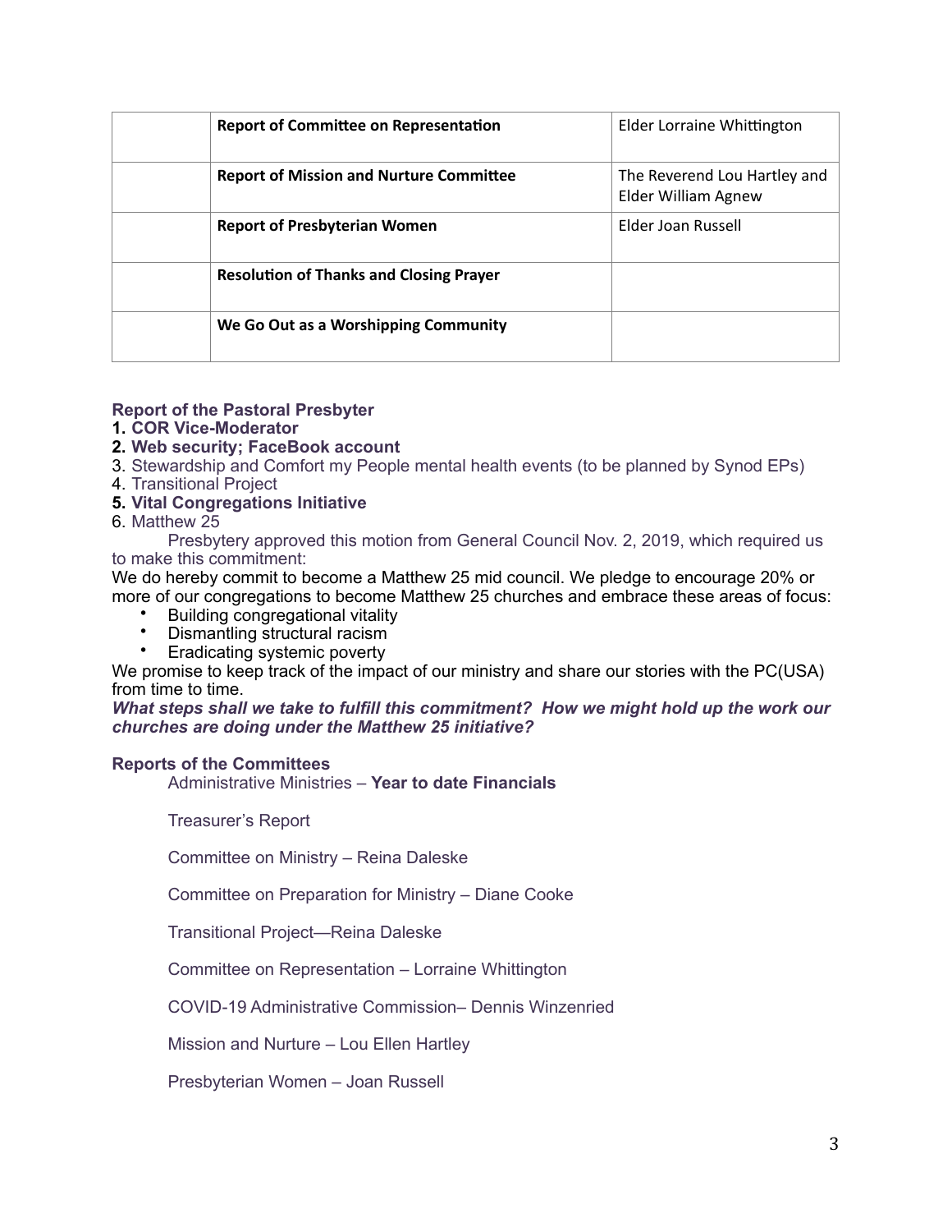| | | |
|---|---|---|
| | **Report of Committee on Representation** | Elder Lorraine Whittington |
| | **Report of Mission and Nurture Committee** | The Reverend Lou Hartley and Elder William Agnew |
| | **Report of Presbyterian Women** | Elder Joan Russell |
| | **Resolution of Thanks and Closing Prayer** | |
| | **We Go Out as a Worshipping Community** | |

**Report of the Pastoral Presbyter**

1. **COR Vice-Moderator**
2. **Web security; FaceBook account**
3. Stewardship and Comfort my People mental health events (to be planned by Synod EPs)
4. Transitional Project
5. **Vital Congregations Initiative**
6. Matthew 25

Presbytery approved this motion from General Council Nov. 2, 2019, which required us to make this commitment:

We do hereby commit to become a Matthew 25 mid council. We pledge to encourage 20% or more of our congregations to become Matthew 25 churches and embrace these areas of focus:

- Building congregational vitality
- Dismantling structural racism
- Eradicating systemic poverty

We promise to keep track of the impact of our ministry and share our stories with the PC(USA) from time to time.

***What steps shall we take to fulfill this commitment? How we might hold up the work our churches are doing under the Matthew 25 initiative?***

**Reports of the Committees**

Administrative Ministries – **Year to date Financials**

Treasurer's Report

Committee on Ministry – Reina Daleske

Committee on Preparation for Ministry – Diane Cooke

Transitional Project—Reina Daleske

Committee on Representation – Lorraine Whittington

COVID-19 Administrative Commission– Dennis Winzenried

Mission and Nurture – Lou Ellen Hartley

Presbyterian Women – Joan Russell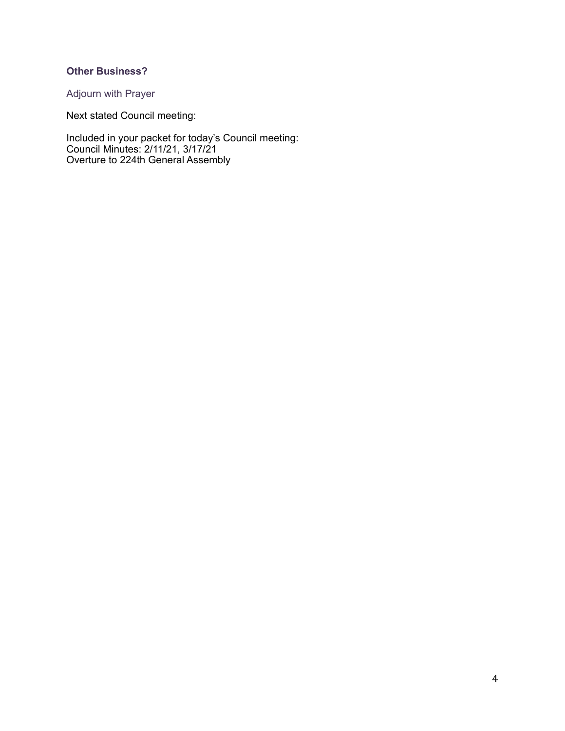**Other Business?**

Adjourn with Prayer

Next stated Council meeting:

Included in your packet for today's Council meeting:
Council Minutes: 2/11/21, 3/17/21
Overture to 224th General Assembly